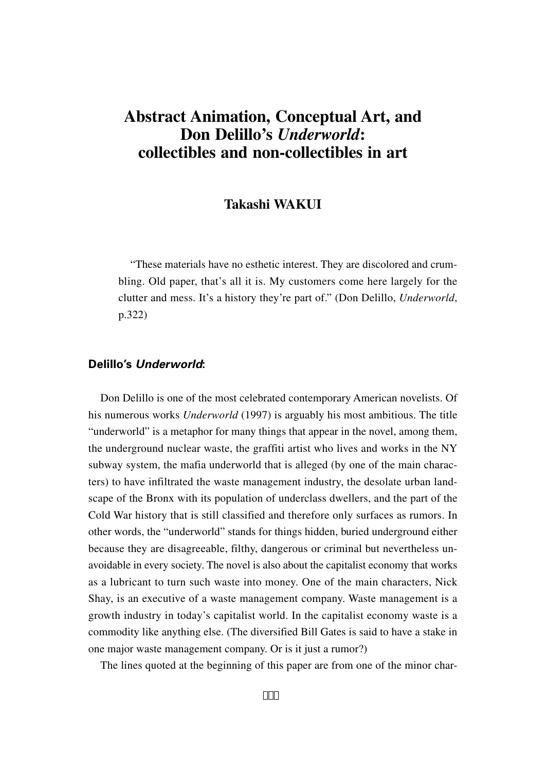# Abstract Animation, Conceptual Art, and Don Delillo's *Underworld*: collectibles and non-collectibles in art

**Takashi WAKUI**

> "These materials have no esthetic interest. They are discolored and crumbling. Old paper, that's all it is. My customers come here largely for the clutter and mess. It's a history they're part of." (Don Delillo, *Underworld*, p.322)

### Delillo's *Underworld*:

Don Delillo is one of the most celebrated contemporary American novelists. Of his numerous works *Underworld* (1997) is arguably his most ambitious. The title "underworld" is a metaphor for many things that appear in the novel, among them, the underground nuclear waste, the graffiti artist who lives and works in the NY subway system, the mafia underworld that is alleged (by one of the main characters) to have infiltrated the waste management industry, the desolate urban landscape of the Bronx with its population of underclass dwellers, and the part of the Cold War history that is still classified and therefore only surfaces as rumors. In other words, the "underworld" stands for things hidden, buried underground either because they are disagreeable, filthy, dangerous or criminal but nevertheless unavoidable in every society. The novel is also about the capitalist economy that works as a lubricant to turn such waste into money. One of the main characters, Nick Shay, is an executive of a waste management company. Waste management is a growth industry in today's capitalist world. In the capitalist economy waste is a commodity like anything else. (The diversified Bill Gates is said to have a stake in one major waste management company. Or is it just a rumor?)

The lines quoted at the beginning of this paper are from one of the minor char-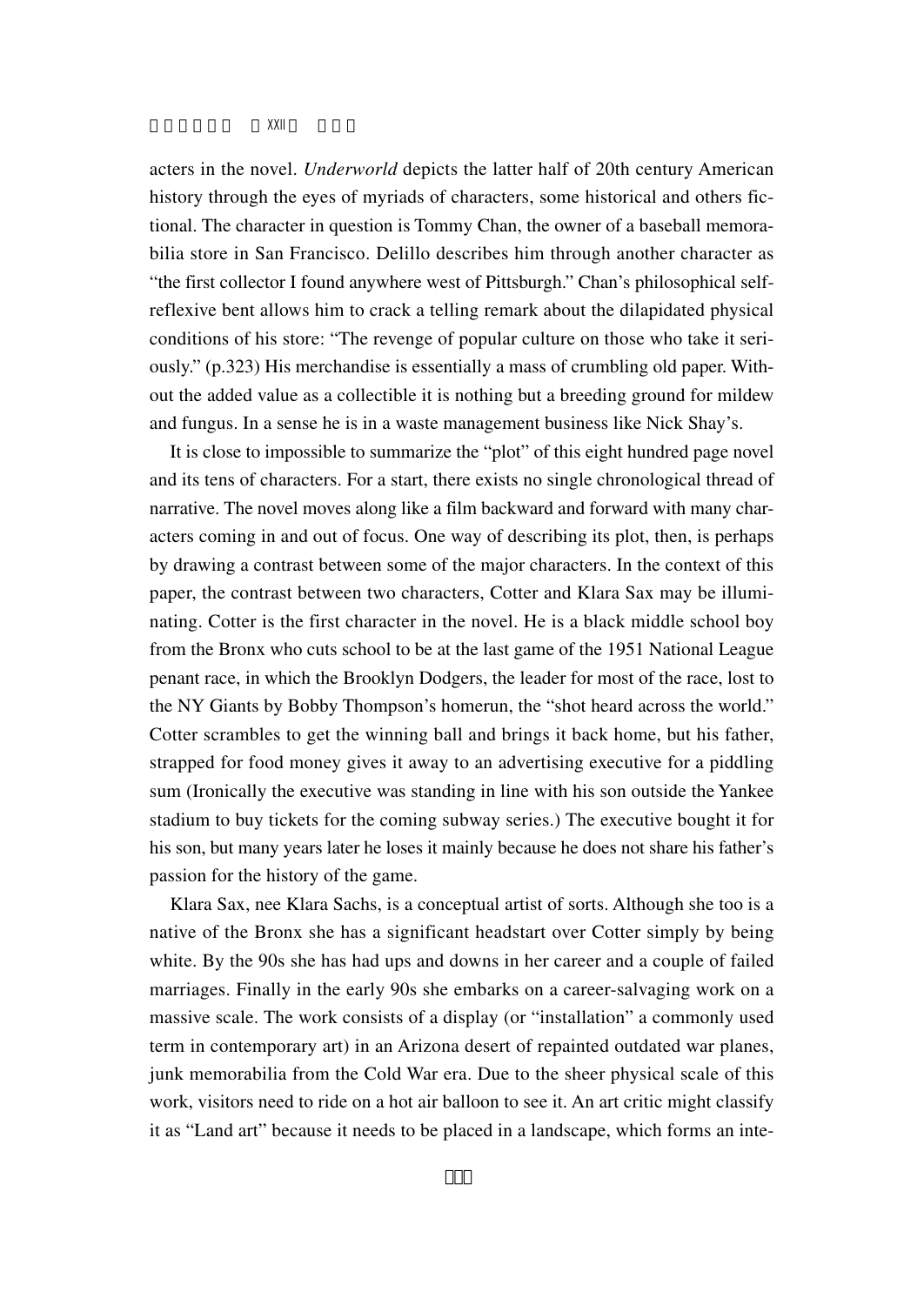acters in the novel. *Underworld* depicts the latter half of 20th century American history through the eyes of myriads of characters, some historical and others fictional. The character in question is Tommy Chan, the owner of a baseball memorabilia store in San Francisco. Delillo describes him through another character as "the first collector I found anywhere west of Pittsburgh." Chan's philosophical self-reflexive bent allows him to crack a telling remark about the dilapidated physical conditions of his store: "The revenge of popular culture on those who take it seriously." (p.323) His merchandise is essentially a mass of crumbling old paper. Without the added value as a collectible it is nothing but a breeding ground for mildew and fungus. In a sense he is in a waste management business like Nick Shay's.

It is close to impossible to summarize the "plot" of this eight hundred page novel and its tens of characters. For a start, there exists no single chronological thread of narrative. The novel moves along like a film backward and forward with many characters coming in and out of focus. One way of describing its plot, then, is perhaps by drawing a contrast between some of the major characters. In the context of this paper, the contrast between two characters, Cotter and Klara Sax may be illuminating. Cotter is the first character in the novel. He is a black middle school boy from the Bronx who cuts school to be at the last game of the 1951 National League penant race, in which the Brooklyn Dodgers, the leader for most of the race, lost to the NY Giants by Bobby Thompson's homerun, the "shot heard across the world." Cotter scrambles to get the winning ball and brings it back home, but his father, strapped for food money gives it away to an advertising executive for a piddling sum (Ironically the executive was standing in line with his son outside the Yankee stadium to buy tickets for the coming subway series.) The executive bought it for his son, but many years later he loses it mainly because he does not share his father's passion for the history of the game.

Klara Sax, nee Klara Sachs, is a conceptual artist of sorts. Although she too is a native of the Bronx she has a significant headstart over Cotter simply by being white. By the 90s she has had ups and downs in her career and a couple of failed marriages. Finally in the early 90s she embarks on a career-salvaging work on a massive scale. The work consists of a display (or "installation" a commonly used term in contemporary art) in an Arizona desert of repainted outdated war planes, junk memorabilia from the Cold War era. Due to the sheer physical scale of this work, visitors need to ride on a hot air balloon to see it. An art critic might classify it as "Land art" because it needs to be placed in a landscape, which forms an inte-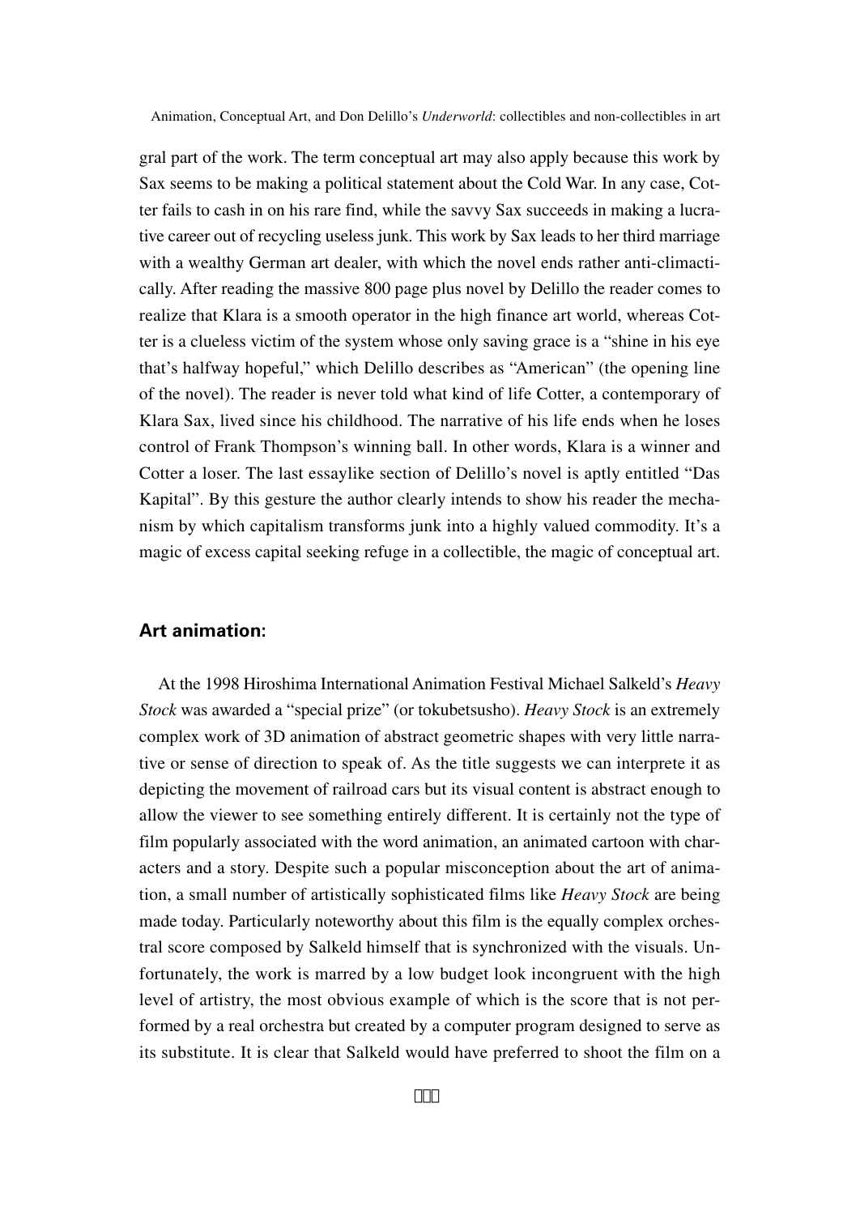gral part of the work. The term conceptual art may also apply because this work by Sax seems to be making a political statement about the Cold War. In any case, Cotter fails to cash in on his rare find, while the savvy Sax succeeds in making a lucrative career out of recycling useless junk. This work by Sax leads to her third marriage with a wealthy German art dealer, with which the novel ends rather anti-climactically. After reading the massive 800 page plus novel by Delillo the reader comes to realize that Klara is a smooth operator in the high finance art world, whereas Cotter is a clueless victim of the system whose only saving grace is a "shine in his eye that's halfway hopeful," which Delillo describes as "American" (the opening line of the novel). The reader is never told what kind of life Cotter, a contemporary of Klara Sax, lived since his childhood. The narrative of his life ends when he loses control of Frank Thompson's winning ball. In other words, Klara is a winner and Cotter a loser. The last essaylike section of Delillo's novel is aptly entitled "Das Kapital". By this gesture the author clearly intends to show his reader the mechanism by which capitalism transforms junk into a highly valued commodity. It's a magic of excess capital seeking refuge in a collectible, the magic of conceptual art.

## Art animation:

At the 1998 Hiroshima International Animation Festival Michael Salkeld's *Heavy Stock* was awarded a "special prize" (or tokubetsusho). *Heavy Stock* is an extremely complex work of 3D animation of abstract geometric shapes with very little narrative or sense of direction to speak of. As the title suggests we can interprete it as depicting the movement of railroad cars but its visual content is abstract enough to allow the viewer to see something entirely different. It is certainly not the type of film popularly associated with the word animation, an animated cartoon with characters and a story. Despite such a popular misconception about the art of animation, a small number of artistically sophisticated films like *Heavy Stock* are being made today. Particularly noteworthy about this film is the equally complex orchestral score composed by Salkeld himself that is synchronized with the visuals. Unfortunately, the work is marred by a low budget look incongruent with the high level of artistry, the most obvious example of which is the score that is not performed by a real orchestra but created by a computer program designed to serve as its substitute. It is clear that Salkeld would have preferred to shoot the film on a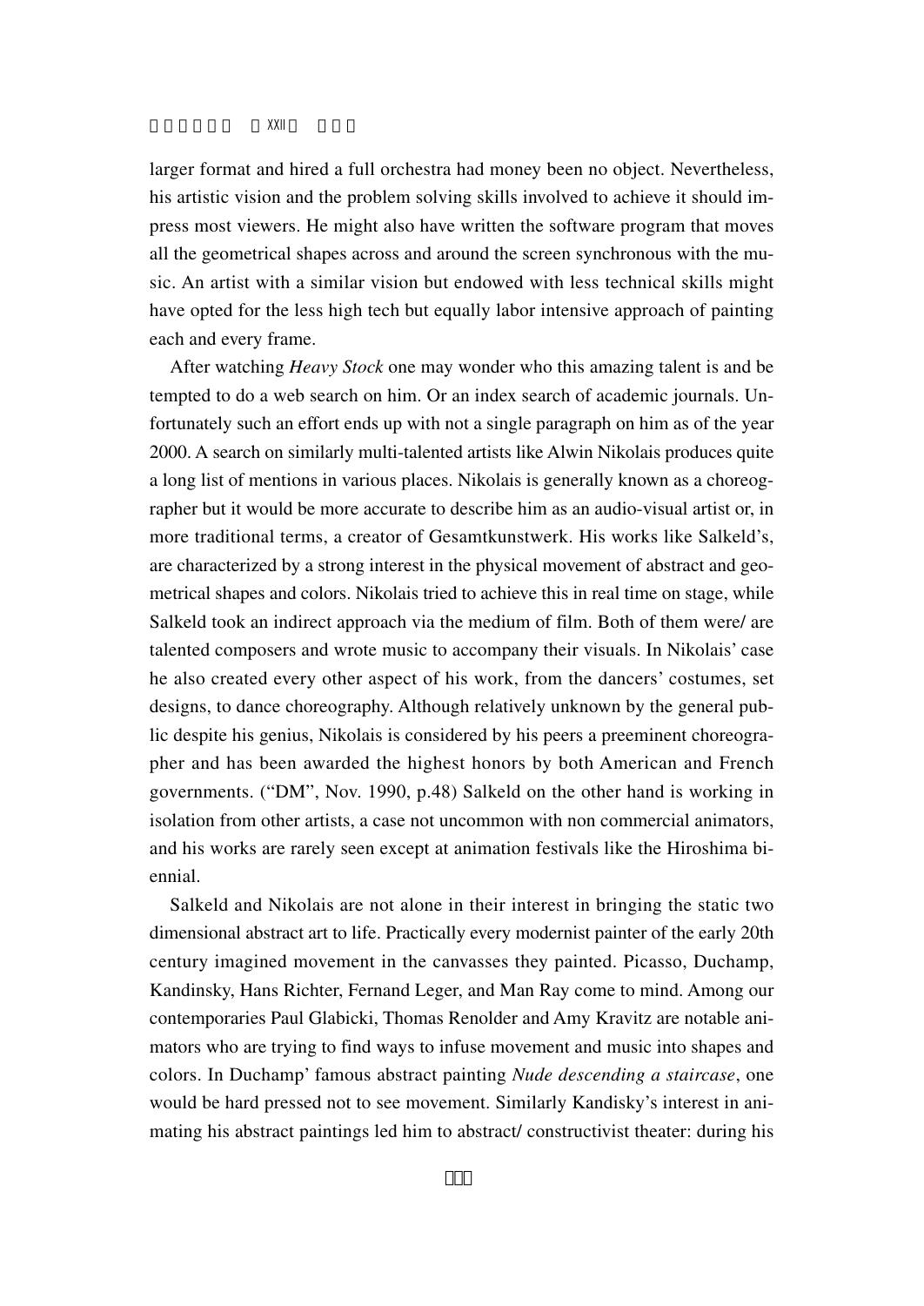larger format and hired a full orchestra had money been no object. Nevertheless, his artistic vision and the problem solving skills involved to achieve it should impress most viewers. He might also have written the software program that moves all the geometrical shapes across and around the screen synchronous with the music. An artist with a similar vision but endowed with less technical skills might have opted for the less high tech but equally labor intensive approach of painting each and every frame.

After watching *Heavy Stock* one may wonder who this amazing talent is and be tempted to do a web search on him. Or an index search of academic journals. Unfortunately such an effort ends up with not a single paragraph on him as of the year 2000. A search on similarly multi-talented artists like Alwin Nikolais produces quite a long list of mentions in various places. Nikolais is generally known as a choreographer but it would be more accurate to describe him as an audio-visual artist or, in more traditional terms, a creator of Gesamtkunstwerk. His works like Salkeld's, are characterized by a strong interest in the physical movement of abstract and geometrical shapes and colors. Nikolais tried to achieve this in real time on stage, while Salkeld took an indirect approach via the medium of film. Both of them were/ are talented composers and wrote music to accompany their visuals. In Nikolais' case he also created every other aspect of his work, from the dancers' costumes, set designs, to dance choreography. Although relatively unknown by the general public despite his genius, Nikolais is considered by his peers a preeminent choreographer and has been awarded the highest honors by both American and French governments. ("DM", Nov. 1990, p.48) Salkeld on the other hand is working in isolation from other artists, a case not uncommon with non commercial animators, and his works are rarely seen except at animation festivals like the Hiroshima biennial.

Salkeld and Nikolais are not alone in their interest in bringing the static two dimensional abstract art to life. Practically every modernist painter of the early 20th century imagined movement in the canvasses they painted. Picasso, Duchamp, Kandinsky, Hans Richter, Fernand Leger, and Man Ray come to mind. Among our contemporaries Paul Glabicki, Thomas Renolder and Amy Kravitz are notable animators who are trying to find ways to infuse movement and music into shapes and colors. In Duchamp' famous abstract painting *Nude descending a staircase*, one would be hard pressed not to see movement. Similarly Kandisky's interest in animating his abstract paintings led him to abstract/ constructivist theater: during his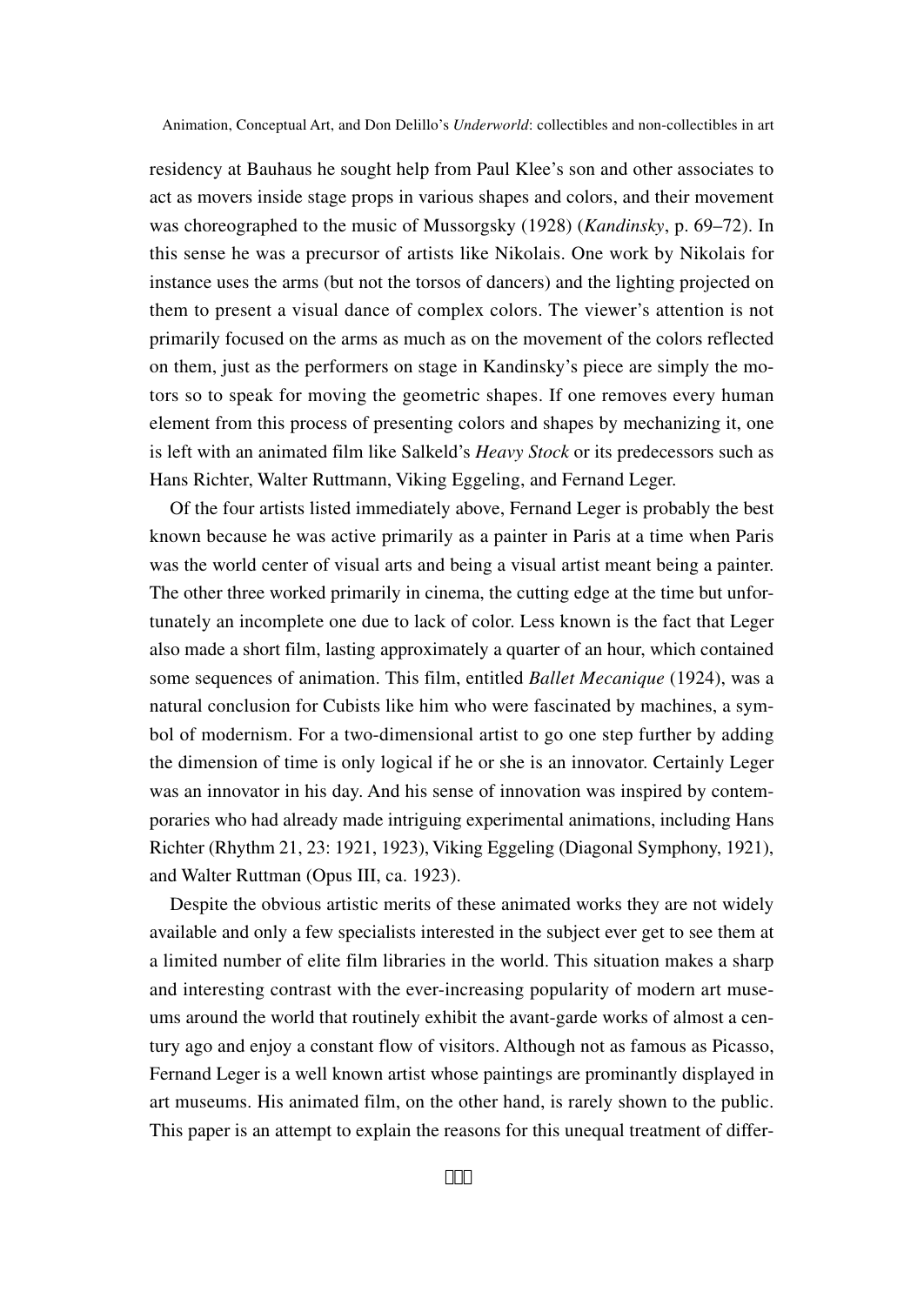residency at Bauhaus he sought help from Paul Klee's son and other associates to act as movers inside stage props in various shapes and colors, and their movement was choreographed to the music of Mussorgsky (1928) (*Kandinsky*, p. 69–72). In this sense he was a precursor of artists like Nikolais. One work by Nikolais for instance uses the arms (but not the torsos of dancers) and the lighting projected on them to present a visual dance of complex colors. The viewer's attention is not primarily focused on the arms as much as on the movement of the colors reflected on them, just as the performers on stage in Kandinsky's piece are simply the motors so to speak for moving the geometric shapes. If one removes every human element from this process of presenting colors and shapes by mechanizing it, one is left with an animated film like Salkeld's *Heavy Stock* or its predecessors such as Hans Richter, Walter Ruttmann, Viking Eggeling, and Fernand Leger.

Of the four artists listed immediately above, Fernand Leger is probably the best known because he was active primarily as a painter in Paris at a time when Paris was the world center of visual arts and being a visual artist meant being a painter. The other three worked primarily in cinema, the cutting edge at the time but unfortunately an incomplete one due to lack of color. Less known is the fact that Leger also made a short film, lasting approximately a quarter of an hour, which contained some sequences of animation. This film, entitled *Ballet Mecanique* (1924), was a natural conclusion for Cubists like him who were fascinated by machines, a symbol of modernism. For a two-dimensional artist to go one step further by adding the dimension of time is only logical if he or she is an innovator. Certainly Leger was an innovator in his day. And his sense of innovation was inspired by contemporaries who had already made intriguing experimental animations, including Hans Richter (Rhythm 21, 23: 1921, 1923), Viking Eggeling (Diagonal Symphony, 1921), and Walter Ruttman (Opus III, ca. 1923).

Despite the obvious artistic merits of these animated works they are not widely available and only a few specialists interested in the subject ever get to see them at a limited number of elite film libraries in the world. This situation makes a sharp and interesting contrast with the ever-increasing popularity of modern art museums around the world that routinely exhibit the avant-garde works of almost a century ago and enjoy a constant flow of visitors. Although not as famous as Picasso, Fernand Leger is a well known artist whose paintings are prominantly displayed in art museums. His animated film, on the other hand, is rarely shown to the public. This paper is an attempt to explain the reasons for this unequal treatment of differ-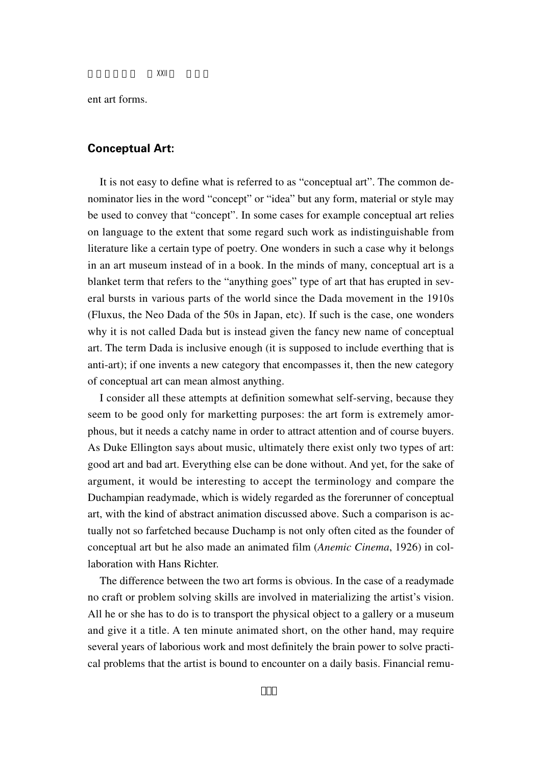ent art forms.

## Conceptual Art:

It is not easy to define what is referred to as "conceptual art". The common denominator lies in the word "concept" or "idea" but any form, material or style may be used to convey that "concept". In some cases for example conceptual art relies on language to the extent that some regard such work as indistinguishable from literature like a certain type of poetry. One wonders in such a case why it belongs in an art museum instead of in a book. In the minds of many, conceptual art is a blanket term that refers to the "anything goes" type of art that has erupted in several bursts in various parts of the world since the Dada movement in the 1910s (Fluxus, the Neo Dada of the 50s in Japan, etc). If such is the case, one wonders why it is not called Dada but is instead given the fancy new name of conceptual art. The term Dada is inclusive enough (it is supposed to include everthing that is anti-art); if one invents a new category that encompasses it, then the new category of conceptual art can mean almost anything.

I consider all these attempts at definition somewhat self-serving, because they seem to be good only for marketting purposes: the art form is extremely amorphous, but it needs a catchy name in order to attract attention and of course buyers. As Duke Ellington says about music, ultimately there exist only two types of art: good art and bad art. Everything else can be done without. And yet, for the sake of argument, it would be interesting to accept the terminology and compare the Duchampian readymade, which is widely regarded as the forerunner of conceptual art, with the kind of abstract animation discussed above. Such a comparison is actually not so farfetched because Duchamp is not only often cited as the founder of conceptual art but he also made an animated film (*Anemic Cinema*, 1926) in collaboration with Hans Richter.

The difference between the two art forms is obvious. In the case of a readymade no craft or problem solving skills are involved in materializing the artist's vision. All he or she has to do is to transport the physical object to a gallery or a museum and give it a title. A ten minute animated short, on the other hand, may require several years of laborious work and most definitely the brain power to solve practical problems that the artist is bound to encounter on a daily basis. Financial remu-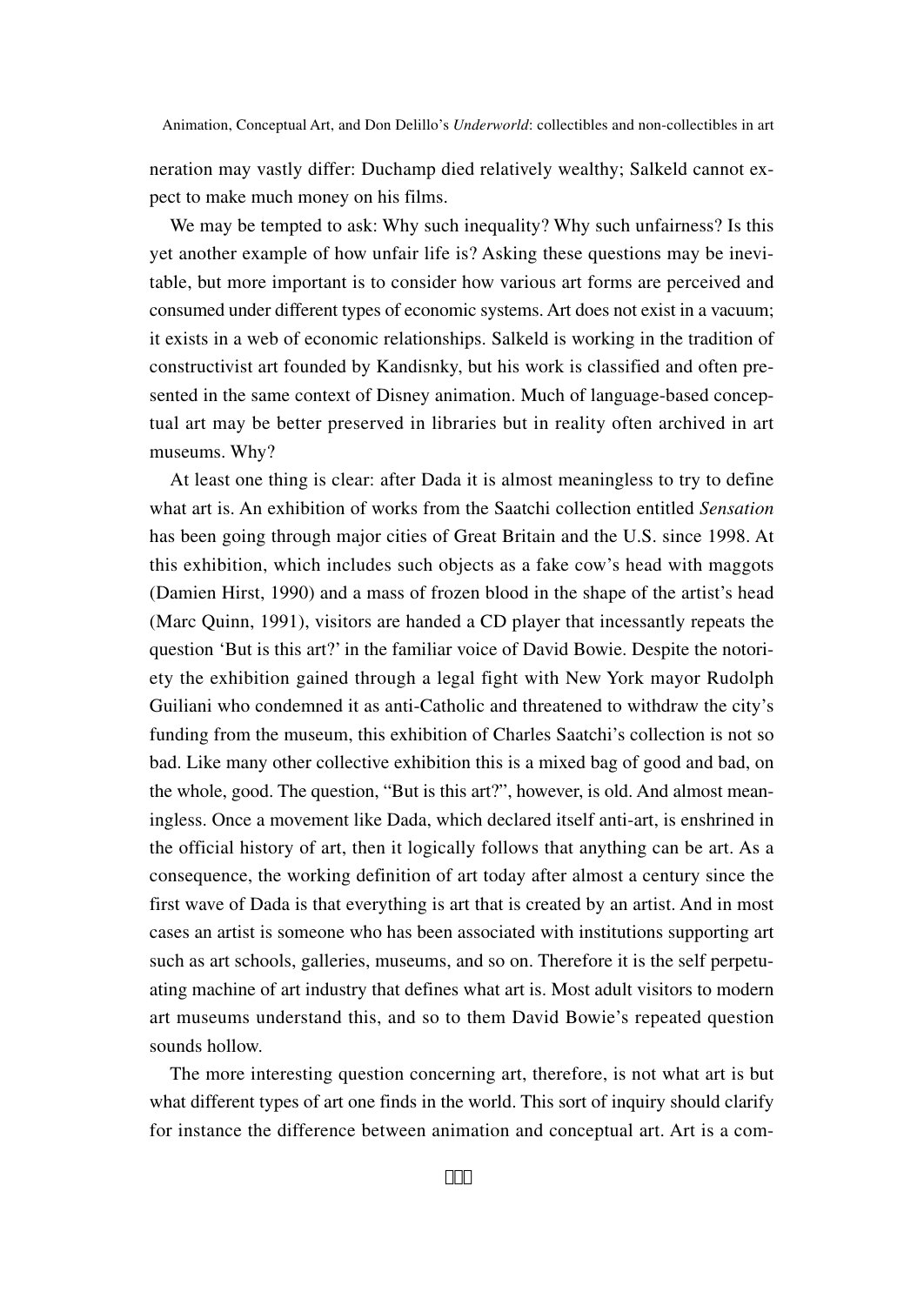neration may vastly differ: Duchamp died relatively wealthy; Salkeld cannot expect to make much money on his films.

We may be tempted to ask: Why such inequality? Why such unfairness? Is this yet another example of how unfair life is? Asking these questions may be inevitable, but more important is to consider how various art forms are perceived and consumed under different types of economic systems. Art does not exist in a vacuum; it exists in a web of economic relationships. Salkeld is working in the tradition of constructivist art founded by Kandisnky, but his work is classified and often presented in the same context of Disney animation. Much of language-based conceptual art may be better preserved in libraries but in reality often archived in art museums. Why?

At least one thing is clear: after Dada it is almost meaningless to try to define what art is. An exhibition of works from the Saatchi collection entitled *Sensation* has been going through major cities of Great Britain and the U.S. since 1998. At this exhibition, which includes such objects as a fake cow's head with maggots (Damien Hirst, 1990) and a mass of frozen blood in the shape of the artist's head (Marc Quinn, 1991), visitors are handed a CD player that incessantly repeats the question 'But is this art?' in the familiar voice of David Bowie. Despite the notoriety the exhibition gained through a legal fight with New York mayor Rudolph Guiliani who condemned it as anti-Catholic and threatened to withdraw the city's funding from the museum, this exhibition of Charles Saatchi's collection is not so bad. Like many other collective exhibition this is a mixed bag of good and bad, on the whole, good. The question, "But is this art?", however, is old. And almost meaningless. Once a movement like Dada, which declared itself anti-art, is enshrined in the official history of art, then it logically follows that anything can be art. As a consequence, the working definition of art today after almost a century since the first wave of Dada is that everything is art that is created by an artist. And in most cases an artist is someone who has been associated with institutions supporting art such as art schools, galleries, museums, and so on. Therefore it is the self perpetuating machine of art industry that defines what art is. Most adult visitors to modern art museums understand this, and so to them David Bowie's repeated question sounds hollow.

The more interesting question concerning art, therefore, is not what art is but what different types of art one finds in the world. This sort of inquiry should clarify for instance the difference between animation and conceptual art. Art is a com-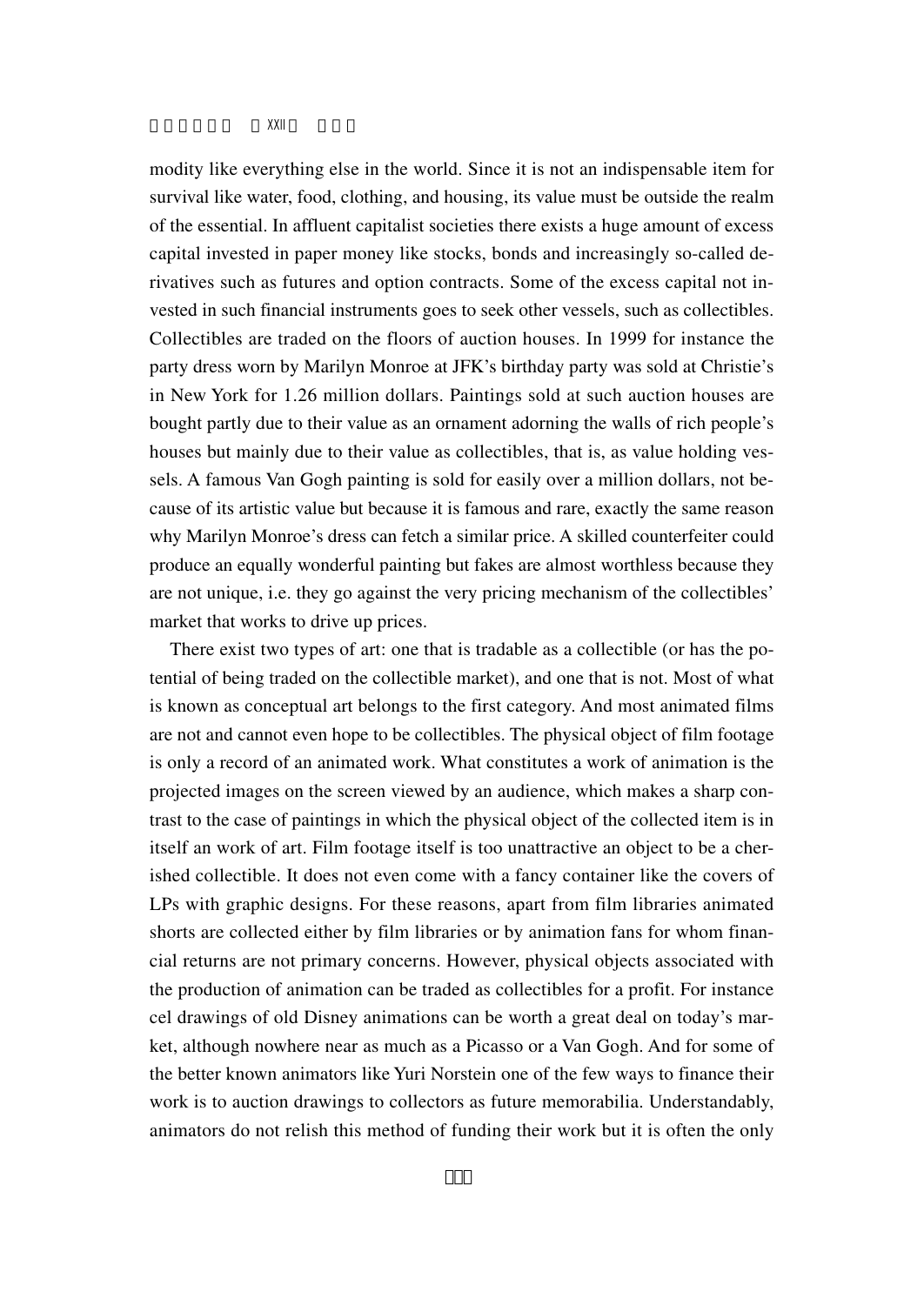modity like everything else in the world. Since it is not an indispensable item for survival like water, food, clothing, and housing, its value must be outside the realm of the essential. In affluent capitalist societies there exists a huge amount of excess capital invested in paper money like stocks, bonds and increasingly so-called derivatives such as futures and option contracts. Some of the excess capital not invested in such financial instruments goes to seek other vessels, such as collectibles. Collectibles are traded on the floors of auction houses. In 1999 for instance the party dress worn by Marilyn Monroe at JFK's birthday party was sold at Christie's in New York for 1.26 million dollars. Paintings sold at such auction houses are bought partly due to their value as an ornament adorning the walls of rich people's houses but mainly due to their value as collectibles, that is, as value holding vessels. A famous Van Gogh painting is sold for easily over a million dollars, not because of its artistic value but because it is famous and rare, exactly the same reason why Marilyn Monroe's dress can fetch a similar price. A skilled counterfeiter could produce an equally wonderful painting but fakes are almost worthless because they are not unique, i.e. they go against the very pricing mechanism of the collectibles' market that works to drive up prices.

There exist two types of art: one that is tradable as a collectible (or has the potential of being traded on the collectible market), and one that is not. Most of what is known as conceptual art belongs to the first category. And most animated films are not and cannot even hope to be collectibles. The physical object of film footage is only a record of an animated work. What constitutes a work of animation is the projected images on the screen viewed by an audience, which makes a sharp contrast to the case of paintings in which the physical object of the collected item is in itself an work of art. Film footage itself is too unattractive an object to be a cherished collectible. It does not even come with a fancy container like the covers of LPs with graphic designs. For these reasons, apart from film libraries animated shorts are collected either by film libraries or by animation fans for whom financial returns are not primary concerns. However, physical objects associated with the production of animation can be traded as collectibles for a profit. For instance cel drawings of old Disney animations can be worth a great deal on today's market, although nowhere near as much as a Picasso or a Van Gogh. And for some of the better known animators like Yuri Norstein one of the few ways to finance their work is to auction drawings to collectors as future memorabilia. Understandably, animators do not relish this method of funding their work but it is often the only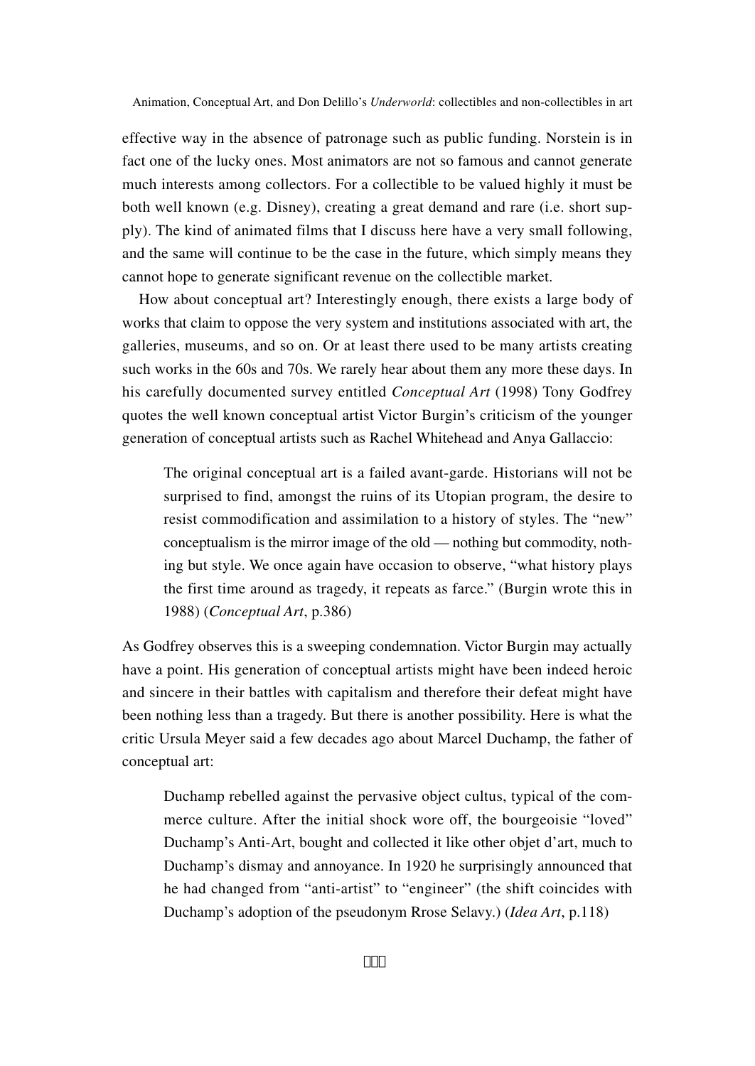effective way in the absence of patronage such as public funding. Norstein is in fact one of the lucky ones. Most animators are not so famous and cannot generate much interests among collectors. For a collectible to be valued highly it must be both well known (e.g. Disney), creating a great demand and rare (i.e. short supply). The kind of animated films that I discuss here have a very small following, and the same will continue to be the case in the future, which simply means they cannot hope to generate significant revenue on the collectible market.

How about conceptual art? Interestingly enough, there exists a large body of works that claim to oppose the very system and institutions associated with art, the galleries, museums, and so on. Or at least there used to be many artists creating such works in the 60s and 70s. We rarely hear about them any more these days. In his carefully documented survey entitled *Conceptual Art* (1998) Tony Godfrey quotes the well known conceptual artist Victor Burgin's criticism of the younger generation of conceptual artists such as Rachel Whitehead and Anya Gallaccio:

> The original conceptual art is a failed avant-garde. Historians will not be surprised to find, amongst the ruins of its Utopian program, the desire to resist commodification and assimilation to a history of styles. The "new" conceptualism is the mirror image of the old — nothing but commodity, nothing but style. We once again have occasion to observe, "what history plays the first time around as tragedy, it repeats as farce." (Burgin wrote this in 1988) (*Conceptual Art*, p.386)

As Godfrey observes this is a sweeping condemnation. Victor Burgin may actually have a point. His generation of conceptual artists might have been indeed heroic and sincere in their battles with capitalism and therefore their defeat might have been nothing less than a tragedy. But there is another possibility. Here is what the critic Ursula Meyer said a few decades ago about Marcel Duchamp, the father of conceptual art:

> Duchamp rebelled against the pervasive object cultus, typical of the commerce culture. After the initial shock wore off, the bourgeoisie "loved" Duchamp's Anti-Art, bought and collected it like other objet d'art, much to Duchamp's dismay and annoyance. In 1920 he surprisingly announced that he had changed from "anti-artist" to "engineer" (the shift coincides with Duchamp's adoption of the pseudonym Rrose Selavy.) (*Idea Art*, p.118)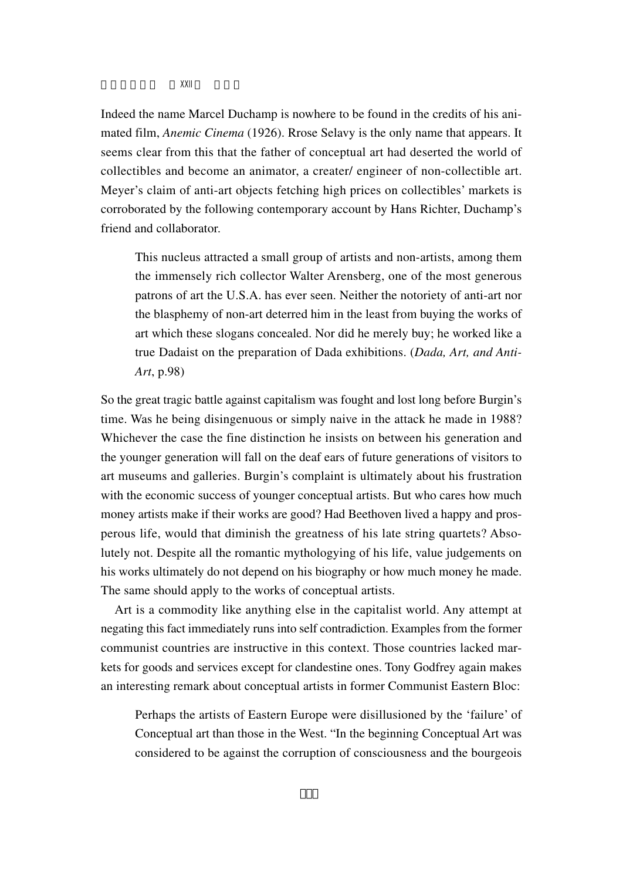Indeed the name Marcel Duchamp is nowhere to be found in the credits of his animated film, *Anemic Cinema* (1926). Rrose Selavy is the only name that appears. It seems clear from this that the father of conceptual art had deserted the world of collectibles and become an animator, a creater/ engineer of non-collectible art. Meyer's claim of anti-art objects fetching high prices on collectibles' markets is corroborated by the following contemporary account by Hans Richter, Duchamp's friend and collaborator.

> This nucleus attracted a small group of artists and non-artists, among them the immensely rich collector Walter Arensberg, one of the most generous patrons of art the U.S.A. has ever seen. Neither the notoriety of anti-art nor the blasphemy of non-art deterred him in the least from buying the works of art which these slogans concealed. Nor did he merely buy; he worked like a true Dadaist on the preparation of Dada exhibitions. (*Dada, Art, and Anti-Art*, p.98)

So the great tragic battle against capitalism was fought and lost long before Burgin's time. Was he being disingenuous or simply naive in the attack he made in 1988? Whichever the case the fine distinction he insists on between his generation and the younger generation will fall on the deaf ears of future generations of visitors to art museums and galleries. Burgin's complaint is ultimately about his frustration with the economic success of younger conceptual artists. But who cares how much money artists make if their works are good? Had Beethoven lived a happy and prosperous life, would that diminish the greatness of his late string quartets? Absolutely not. Despite all the romantic mythologying of his life, value judgements on his works ultimately do not depend on his biography or how much money he made. The same should apply to the works of conceptual artists.

Art is a commodity like anything else in the capitalist world. Any attempt at negating this fact immediately runs into self contradiction. Examples from the former communist countries are instructive in this context. Those countries lacked markets for goods and services except for clandestine ones. Tony Godfrey again makes an interesting remark about conceptual artists in former Communist Eastern Bloc:

> Perhaps the artists of Eastern Europe were disillusioned by the 'failure' of Conceptual art than those in the West. "In the beginning Conceptual Art was considered to be against the corruption of consciousness and the bourgeois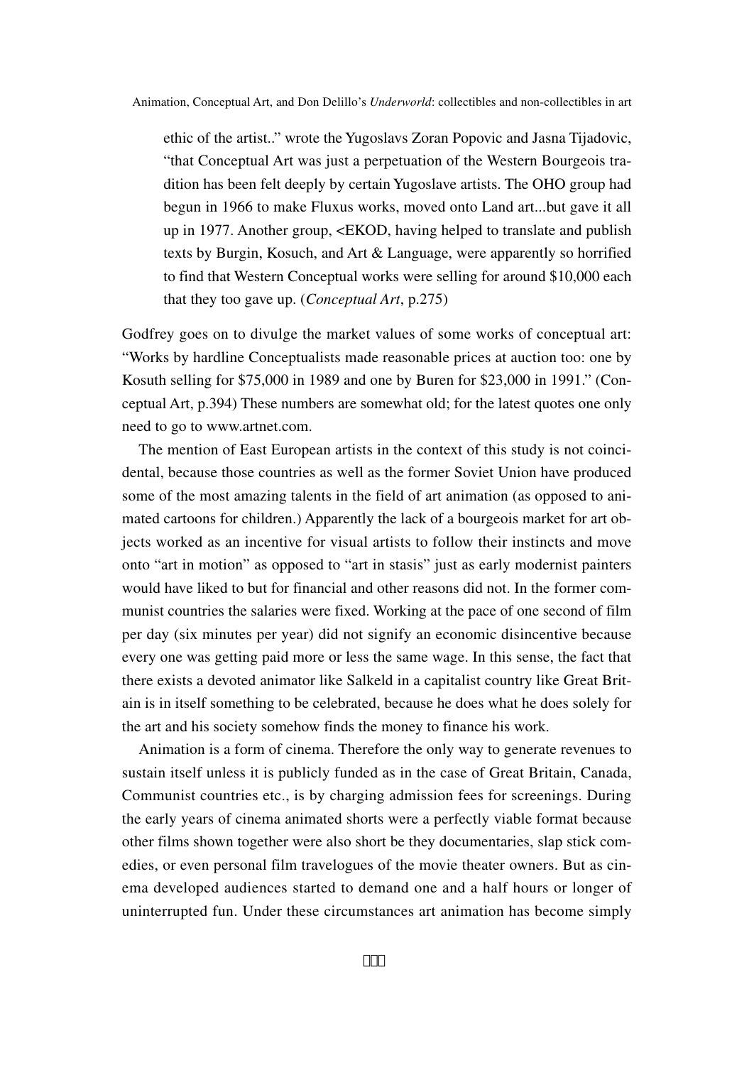> ethic of the artist..” wrote the Yugoslavs Zoran Popovic and Jasna Tijadovic, “that Conceptual Art was just a perpetuation of the Western Bourgeois tradition has been felt deeply by certain Yugoslave artists. The OHO group had begun in 1966 to make Fluxus works, moved onto Land art...but gave it all up in 1977. Another group, <EKOD, having helped to translate and publish texts by Burgin, Kosuch, and Art & Language, were apparently so horrified to find that Western Conceptual works were selling for around $10,000 each that they too gave up. (*Conceptual Art*, p.275)

Godfrey goes on to divulge the market values of some works of conceptual art: “Works by hardline Conceptualists made reasonable prices at auction too: one by Kosuth selling for $75,000 in 1989 and one by Buren for $23,000 in 1991.” (Conceptual Art, p.394) These numbers are somewhat old; for the latest quotes one only need to go to www.artnet.com.

The mention of East European artists in the context of this study is not coincidental, because those countries as well as the former Soviet Union have produced some of the most amazing talents in the field of art animation (as opposed to animated cartoons for children.) Apparently the lack of a bourgeois market for art objects worked as an incentive for visual artists to follow their instincts and move onto “art in motion” as opposed to “art in stasis” just as early modernist painters would have liked to but for financial and other reasons did not. In the former communist countries the salaries were fixed. Working at the pace of one second of film per day (six minutes per year) did not signify an economic disincentive because every one was getting paid more or less the same wage. In this sense, the fact that there exists a devoted animator like Salkeld in a capitalist country like Great Britain is in itself something to be celebrated, because he does what he does solely for the art and his society somehow finds the money to finance his work.

Animation is a form of cinema. Therefore the only way to generate revenues to sustain itself unless it is publicly funded as in the case of Great Britain, Canada, Communist countries etc., is by charging admission fees for screenings. During the early years of cinema animated shorts were a perfectly viable format because other films shown together were also short be they documentaries, slap stick comedies, or even personal film travelogues of the movie theater owners. But as cinema developed audiences started to demand one and a half hours or longer of uninterrupted fun. Under these circumstances art animation has become simply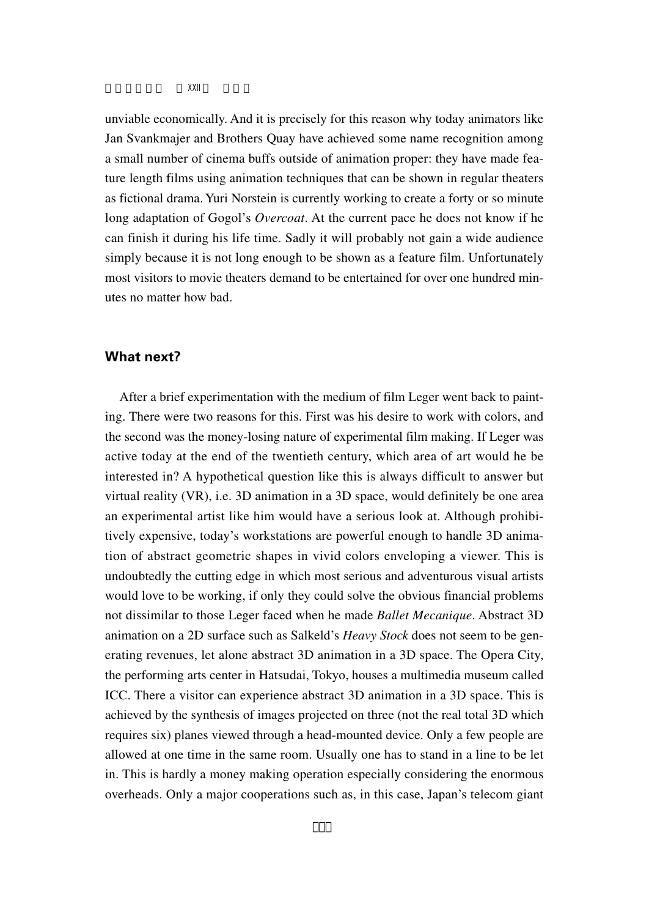unviable economically. And it is precisely for this reason why today animators like Jan Svankmajer and Brothers Quay have achieved some name recognition among a small number of cinema buffs outside of animation proper: they have made feature length films using animation techniques that can be shown in regular theaters as fictional drama. Yuri Norstein is currently working to create a forty or so minute long adaptation of Gogol's *Overcoat*. At the current pace he does not know if he can finish it during his life time. Sadly it will probably not gain a wide audience simply because it is not long enough to be shown as a feature film. Unfortunately most visitors to movie theaters demand to be entertained for over one hundred minutes no matter how bad.

## What next?

After a brief experimentation with the medium of film Leger went back to painting. There were two reasons for this. First was his desire to work with colors, and the second was the money-losing nature of experimental film making. If Leger was active today at the end of the twentieth century, which area of art would he be interested in? A hypothetical question like this is always difficult to answer but virtual reality (VR), i.e. 3D animation in a 3D space, would definitely be one area an experimental artist like him would have a serious look at. Although prohibitively expensive, today's workstations are powerful enough to handle 3D animation of abstract geometric shapes in vivid colors enveloping a viewer. This is undoubtedly the cutting edge in which most serious and adventurous visual artists would love to be working, if only they could solve the obvious financial problems not dissimilar to those Leger faced when he made *Ballet Mecanique*. Abstract 3D animation on a 2D surface such as Salkeld's *Heavy Stock* does not seem to be generating revenues, let alone abstract 3D animation in a 3D space. The Opera City, the performing arts center in Hatsudai, Tokyo, houses a multimedia museum called ICC. There a visitor can experience abstract 3D animation in a 3D space. This is achieved by the synthesis of images projected on three (not the real total 3D which requires six) planes viewed through a head-mounted device. Only a few people are allowed at one time in the same room. Usually one has to stand in a line to be let in. This is hardly a money making operation especially considering the enormous overheads. Only a major cooperations such as, in this case, Japan's telecom giant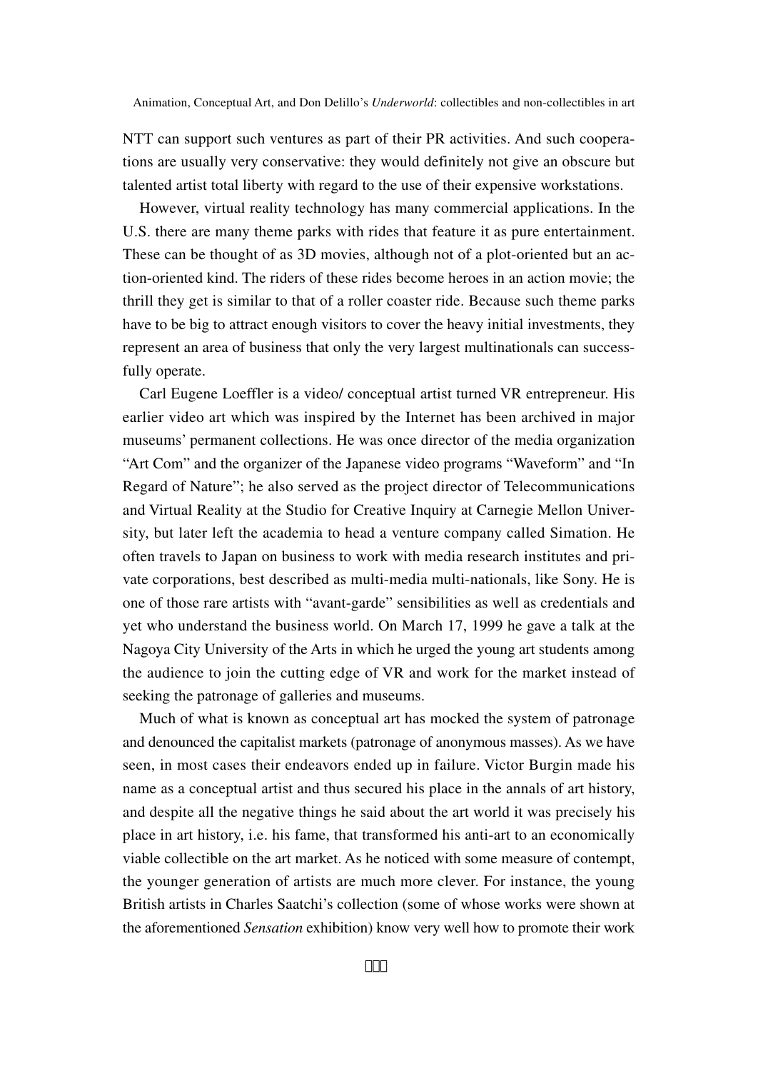NTT can support such ventures as part of their PR activities. And such cooperations are usually very conservative: they would definitely not give an obscure but talented artist total liberty with regard to the use of their expensive workstations.

However, virtual reality technology has many commercial applications. In the U.S. there are many theme parks with rides that feature it as pure entertainment. These can be thought of as 3D movies, although not of a plot-oriented but an action-oriented kind. The riders of these rides become heroes in an action movie; the thrill they get is similar to that of a roller coaster ride. Because such theme parks have to be big to attract enough visitors to cover the heavy initial investments, they represent an area of business that only the very largest multinationals can successfully operate.

Carl Eugene Loeffler is a video/ conceptual artist turned VR entrepreneur. His earlier video art which was inspired by the Internet has been archived in major museums' permanent collections. He was once director of the media organization "Art Com" and the organizer of the Japanese video programs "Waveform" and "In Regard of Nature"; he also served as the project director of Telecommunications and Virtual Reality at the Studio for Creative Inquiry at Carnegie Mellon University, but later left the academia to head a venture company called Simation. He often travels to Japan on business to work with media research institutes and private corporations, best described as multi-media multi-nationals, like Sony. He is one of those rare artists with "avant-garde" sensibilities as well as credentials and yet who understand the business world. On March 17, 1999 he gave a talk at the Nagoya City University of the Arts in which he urged the young art students among the audience to join the cutting edge of VR and work for the market instead of seeking the patronage of galleries and museums.

Much of what is known as conceptual art has mocked the system of patronage and denounced the capitalist markets (patronage of anonymous masses). As we have seen, in most cases their endeavors ended up in failure. Victor Burgin made his name as a conceptual artist and thus secured his place in the annals of art history, and despite all the negative things he said about the art world it was precisely his place in art history, i.e. his fame, that transformed his anti-art to an economically viable collectible on the art market. As he noticed with some measure of contempt, the younger generation of artists are much more clever. For instance, the young British artists in Charles Saatchi's collection (some of whose works were shown at the aforementioned *Sensation* exhibition) know very well how to promote their work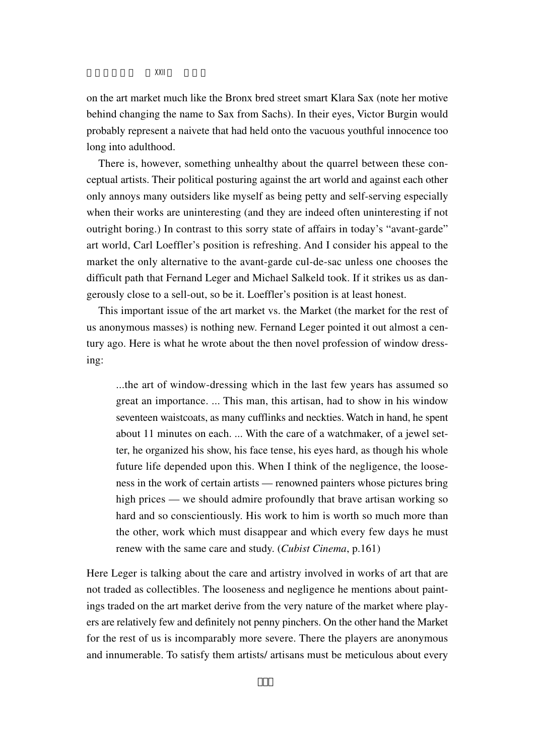on the art market much like the Bronx bred street smart Klara Sax (note her motive behind changing the name to Sax from Sachs). In their eyes, Victor Burgin would probably represent a naivete that had held onto the vacuous youthful innocence too long into adulthood.

There is, however, something unhealthy about the quarrel between these conceptual artists. Their political posturing against the art world and against each other only annoys many outsiders like myself as being petty and self-serving especially when their works are uninteresting (and they are indeed often uninteresting if not outright boring.) In contrast to this sorry state of affairs in today's "avant-garde" art world, Carl Loeffler's position is refreshing. And I consider his appeal to the market the only alternative to the avant-garde cul-de-sac unless one chooses the difficult path that Fernand Leger and Michael Salkeld took. If it strikes us as dangerously close to a sell-out, so be it. Loeffler's position is at least honest.

This important issue of the art market vs. the Market (the market for the rest of us anonymous masses) is nothing new. Fernand Leger pointed it out almost a century ago. Here is what he wrote about the then novel profession of window dressing:

> ...the art of window-dressing which in the last few years has assumed so great an importance. ... This man, this artisan, had to show in his window seventeen waistcoats, as many cufflinks and neckties. Watch in hand, he spent about 11 minutes on each. ... With the care of a watchmaker, of a jewel setter, he organized his show, his face tense, his eyes hard, as though his whole future life depended upon this. When I think of the negligence, the looseness in the work of certain artists — renowned painters whose pictures bring high prices — we should admire profoundly that brave artisan working so hard and so conscientiously. His work to him is worth so much more than the other, work which must disappear and which every few days he must renew with the same care and study. (*Cubist Cinema*, p.161)

Here Leger is talking about the care and artistry involved in works of art that are not traded as collectibles. The looseness and negligence he mentions about paintings traded on the art market derive from the very nature of the market where players are relatively few and definitely not penny pinchers. On the other hand the Market for the rest of us is incomparably more severe. There the players are anonymous and innumerable. To satisfy them artists/ artisans must be meticulous about every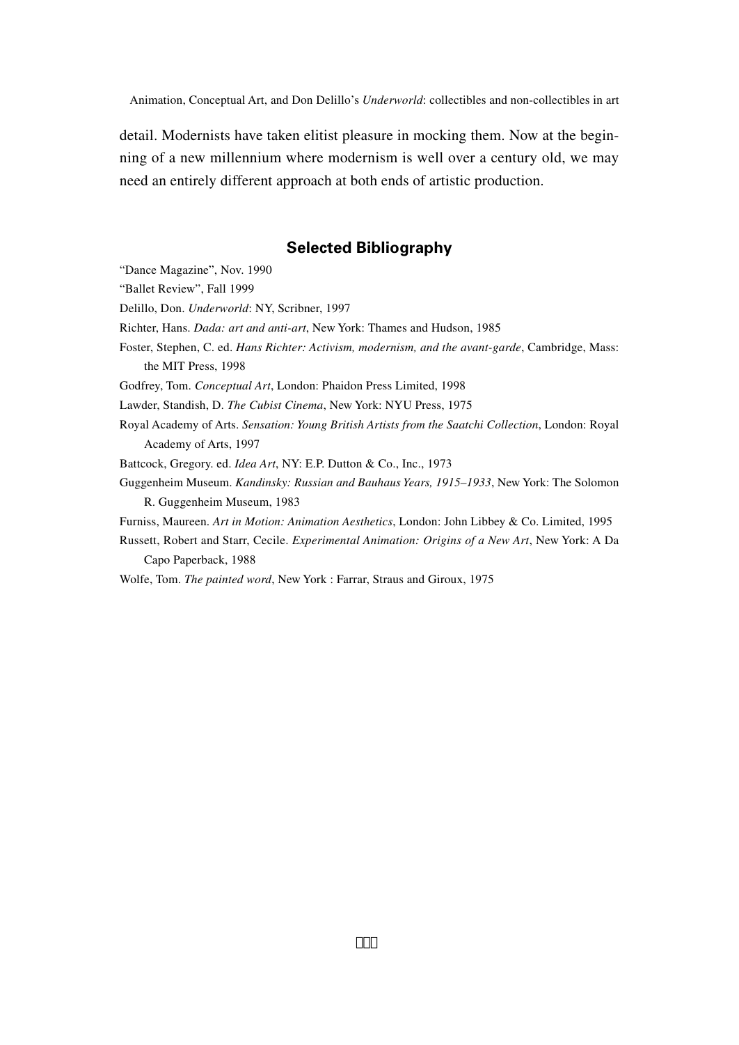detail. Modernists have taken elitist pleasure in mocking them. Now at the beginning of a new millennium where modernism is well over a century old, we may need an entirely different approach at both ends of artistic production.

## Selected Bibliography

"Dance Magazine", Nov. 1990

"Ballet Review", Fall 1999

Delillo, Don. *Underworld*: NY, Scribner, 1997

Richter, Hans. *Dada: art and anti-art*, New York: Thames and Hudson, 1985

Foster, Stephen, C. ed. *Hans Richter: Activism, modernism, and the avant-garde*, Cambridge, Mass: the MIT Press, 1998

Godfrey, Tom. *Conceptual Art*, London: Phaidon Press Limited, 1998

Lawder, Standish, D. *The Cubist Cinema*, New York: NYU Press, 1975

Royal Academy of Arts. *Sensation: Young British Artists from the Saatchi Collection*, London: Royal Academy of Arts, 1997

Battcock, Gregory. ed. *Idea Art*, NY: E.P. Dutton & Co., Inc., 1973

Guggenheim Museum. *Kandinsky: Russian and Bauhaus Years, 1915–1933*, New York: The Solomon R. Guggenheim Museum, 1983

Furniss, Maureen. *Art in Motion: Animation Aesthetics*, London: John Libbey & Co. Limited, 1995

Russett, Robert and Starr, Cecile. *Experimental Animation: Origins of a New Art*, New York: A Da Capo Paperback, 1988

Wolfe, Tom. *The painted word*, New York : Farrar, Straus and Giroux, 1975